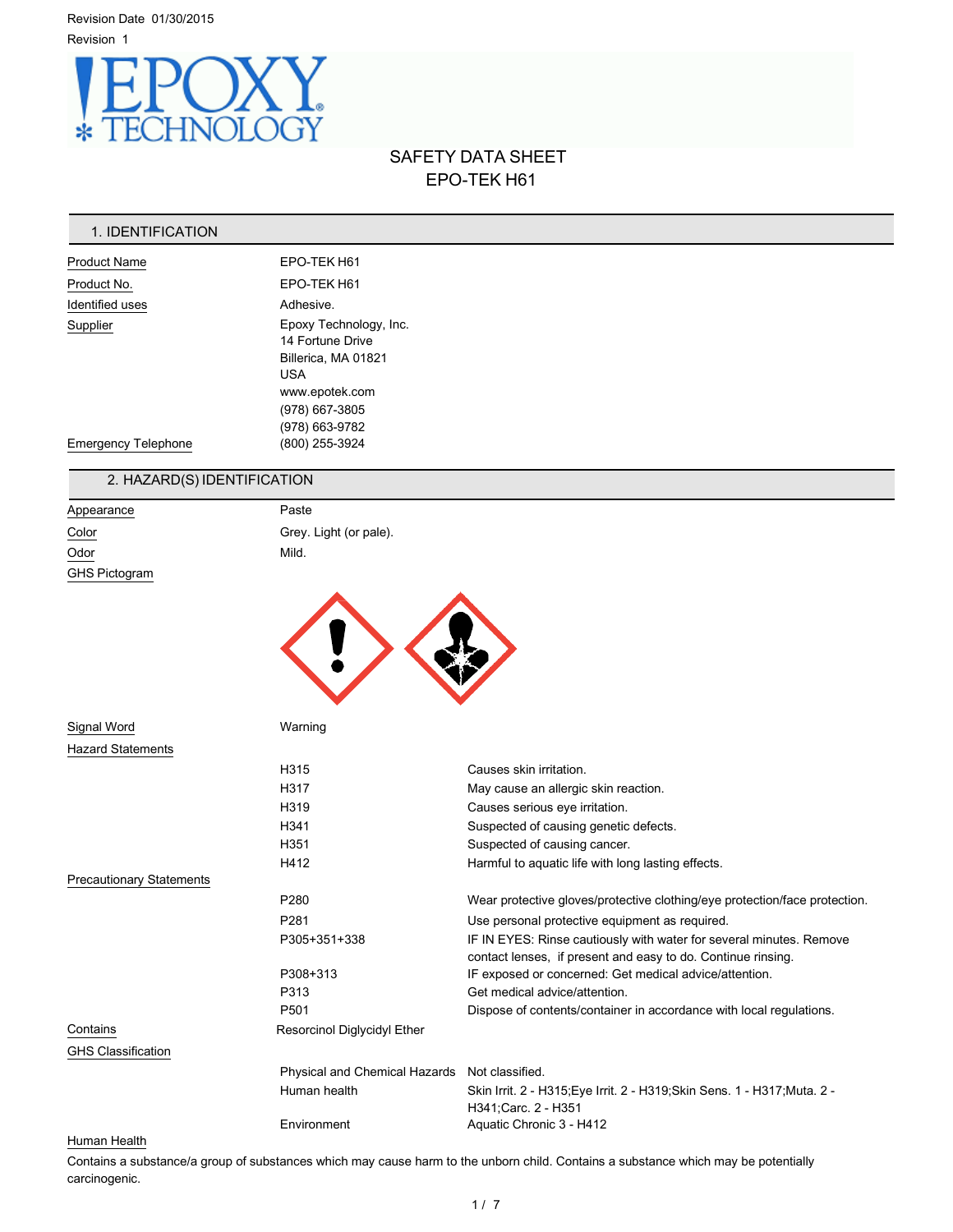Revision Date 01/30/2015

Revision 1

# SAFETY DATA SHEET
# EPO-TEK H61

## 1. IDENTIFICATION

| | |
|---|---|
| Product Name | EPO-TEK H61 |
| Product No. | EPO-TEK H61 |
| Identified uses | Adhesive. |
| Supplier | Epoxy Technology, Inc.<br>14 Fortune Drive<br>Billerica, MA 01821<br>USA<br>www.epotek.com<br>(978) 667-3805<br>(978) 663-9782 |
| Emergency Telephone | (800) 255-3924 |

## 2. HAZARD(S) IDENTIFICATION

| | |
|---|---|
| Appearance | Paste |
| Color | Grey. Light (or pale). |
| Odor | Mild. |

GHS Pictogram

Signal Word: Warning

**Hazard Statements**

| | |
|---|---|
| H315 | Causes skin irritation. |
| H317 | May cause an allergic skin reaction. |
| H319 | Causes serious eye irritation. |
| H341 | Suspected of causing genetic defects. |
| H351 | Suspected of causing cancer. |
| H412 | Harmful to aquatic life with long lasting effects. |

**Precautionary Statements**

| | |
|---|---|
| P280 | Wear protective gloves/protective clothing/eye protection/face protection. |
| P281 | Use personal protective equipment as required. |
| P305+351+338 | IF IN EYES: Rinse cautiously with water for several minutes. Remove contact lenses, if present and easy to do. Continue rinsing. |
| P308+313 | IF exposed or concerned: Get medical advice/attention. |
| P313 | Get medical advice/attention. |
| P501 | Dispose of contents/container in accordance with local regulations. |

Contains: Resorcinol Diglycidyl Ether

**GHS Classification**

| | |
|---|---|
| Physical and Chemical Hazards | Not classified. |
| Human health | Skin Irrit. 2 - H315;Eye Irrit. 2 - H319;Skin Sens. 1 - H317;Muta. 2 - H341;Carc. 2 - H351 |
| Environment | Aquatic Chronic 3 - H412 |

**Human Health**

Contains a substance/a group of substances which may cause harm to the unborn child. Contains a substance which may be potentially carcinogenic.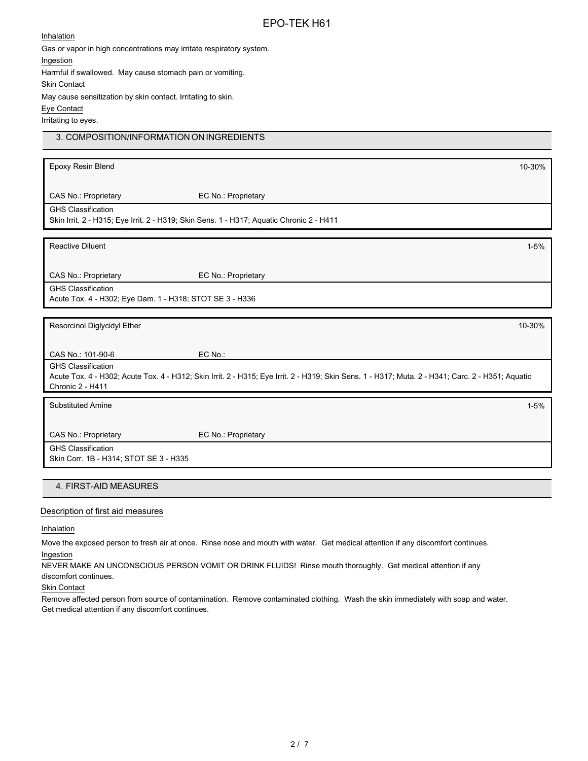Inhalation

Gas or vapor in high concentrations may irritate respiratory system.

Ingestion

Harmful if swallowed. May cause stomach pain or vomiting.

Skin Contact

May cause sensitization by skin contact. Irritating to skin.

Eye Contact

Irritating to eyes.

## 3. COMPOSITION/INFORMATION ON INGREDIENTS

| Epoxy Resin Blend | | 10-30% |
|---|---|---|
| CAS No.: Proprietary | EC No.: Proprietary | |
| GHS Classification<br>Skin Irrit. 2 - H315; Eye Irrit. 2 - H319; Skin Sens. 1 - H317; Aquatic Chronic 2 - H411 | | |

| Reactive Diluent | | 1-5% |
|---|---|---|
| CAS No.: Proprietary | EC No.: Proprietary | |
| GHS Classification<br>Acute Tox. 4 - H302; Eye Dam. 1 - H318; STOT SE 3 - H336 | | |

| Resorcinol Diglycidyl Ether | | 10-30% |
|---|---|---|
| CAS No.: 101-90-6 | EC No.: | |
| GHS Classification<br>Acute Tox. 4 - H302; Acute Tox. 4 - H312; Skin Irrit. 2 - H315; Eye Irrit. 2 - H319; Skin Sens. 1 - H317; Muta. 2 - H341; Carc. 2 - H351; Aquatic Chronic 2 - H411 | | |

| Substituted Amine | | 1-5% |
|---|---|---|
| CAS No.: Proprietary | EC No.: Proprietary | |
| GHS Classification<br>Skin Corr. 1B - H314; STOT SE 3 - H335 | | |

## 4. FIRST-AID MEASURES

### Description of first aid measures

Inhalation

Move the exposed person to fresh air at once. Rinse nose and mouth with water. Get medical attention if any discomfort continues.

Ingestion

NEVER MAKE AN UNCONSCIOUS PERSON VOMIT OR DRINK FLUIDS! Rinse mouth thoroughly. Get medical attention if any discomfort continues.

Skin Contact

Remove affected person from source of contamination. Remove contaminated clothing. Wash the skin immediately with soap and water. Get medical attention if any discomfort continues.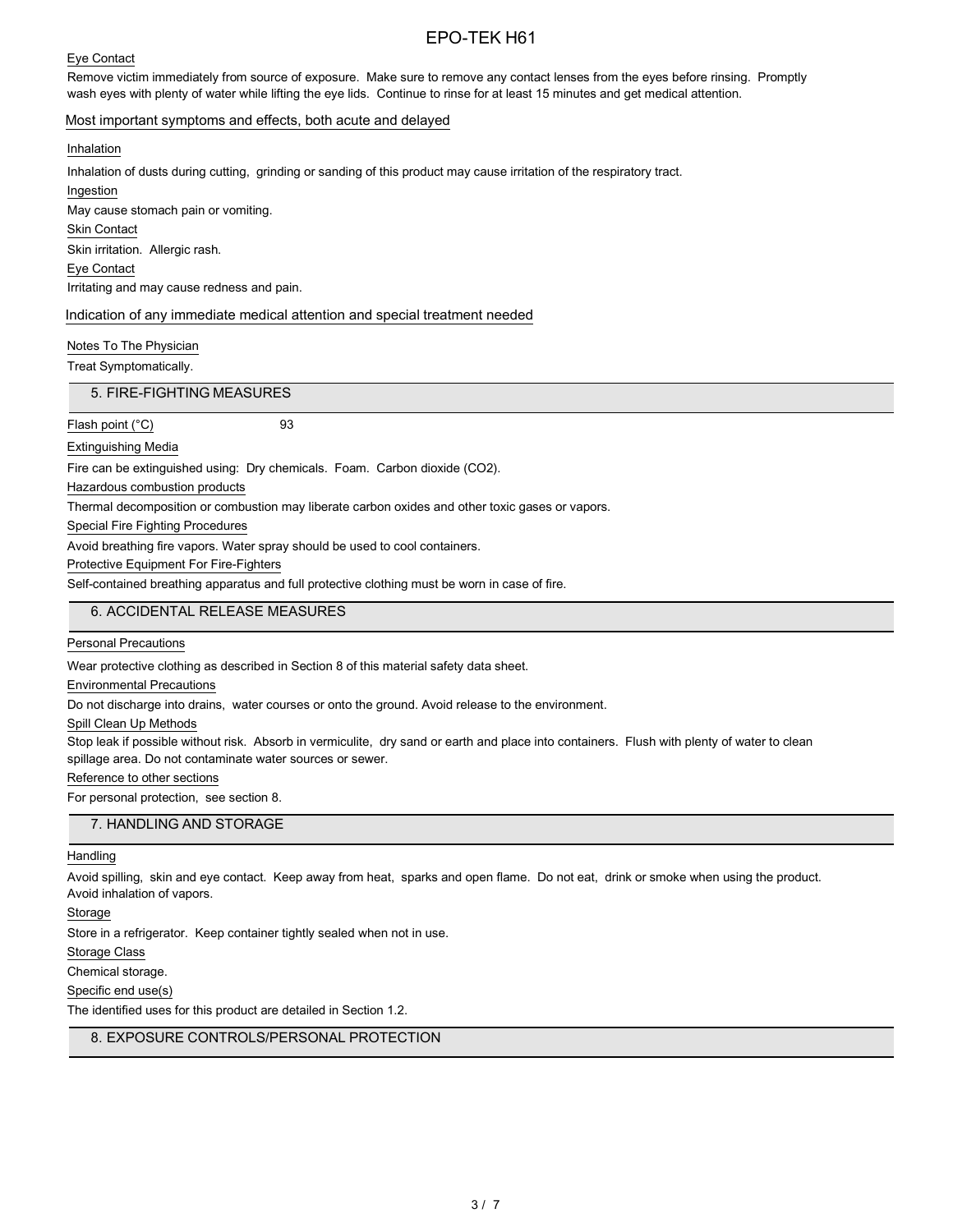#### Eye Contact

Remove victim immediately from source of exposure. Make sure to remove any contact lenses from the eyes before rinsing. Promptly wash eyes with plenty of water while lifting the eye lids. Continue to rinse for at least 15 minutes and get medical attention.

### Most important symptoms and effects, both acute and delayed

#### Inhalation

Inhalation of dusts during cutting, grinding or sanding of this product may cause irritation of the respiratory tract.

#### Ingestion

May cause stomach pain or vomiting.

#### Skin Contact

Skin irritation. Allergic rash.

#### Eye Contact

Irritating and may cause redness and pain.

### Indication of any immediate medical attention and special treatment needed

#### Notes To The Physician

Treat Symptomatically.

## 5. FIRE-FIGHTING MEASURES

#### Flash point (°C)

93

#### Extinguishing Media

Fire can be extinguished using: Dry chemicals. Foam. Carbon dioxide ($CO_2$).

#### Hazardous combustion products

Thermal decomposition or combustion may liberate carbon oxides and other toxic gases or vapors.

#### Special Fire Fighting Procedures

Avoid breathing fire vapors. Water spray should be used to cool containers.

#### Protective Equipment For Fire-Fighters

Self-contained breathing apparatus and full protective clothing must be worn in case of fire.

## 6. ACCIDENTAL RELEASE MEASURES

#### Personal Precautions

Wear protective clothing as described in Section 8 of this material safety data sheet.

#### Environmental Precautions

Do not discharge into drains, water courses or onto the ground. Avoid release to the environment.

#### Spill Clean Up Methods

Stop leak if possible without risk. Absorb in vermiculite, dry sand or earth and place into containers. Flush with plenty of water to clean spillage area. Do not contaminate water sources or sewer.

#### Reference to other sections

For personal protection, see section 8.

## 7. HANDLING AND STORAGE

#### Handling

Avoid spilling, skin and eye contact. Keep away from heat, sparks and open flame. Do not eat, drink or smoke when using the product. Avoid inhalation of vapors.

#### Storage

Store in a refrigerator. Keep container tightly sealed when not in use.

#### Storage Class

Chemical storage.

#### Specific end use(s)

The identified uses for this product are detailed in Section 1.2.

## 8. EXPOSURE CONTROLS/PERSONAL PROTECTION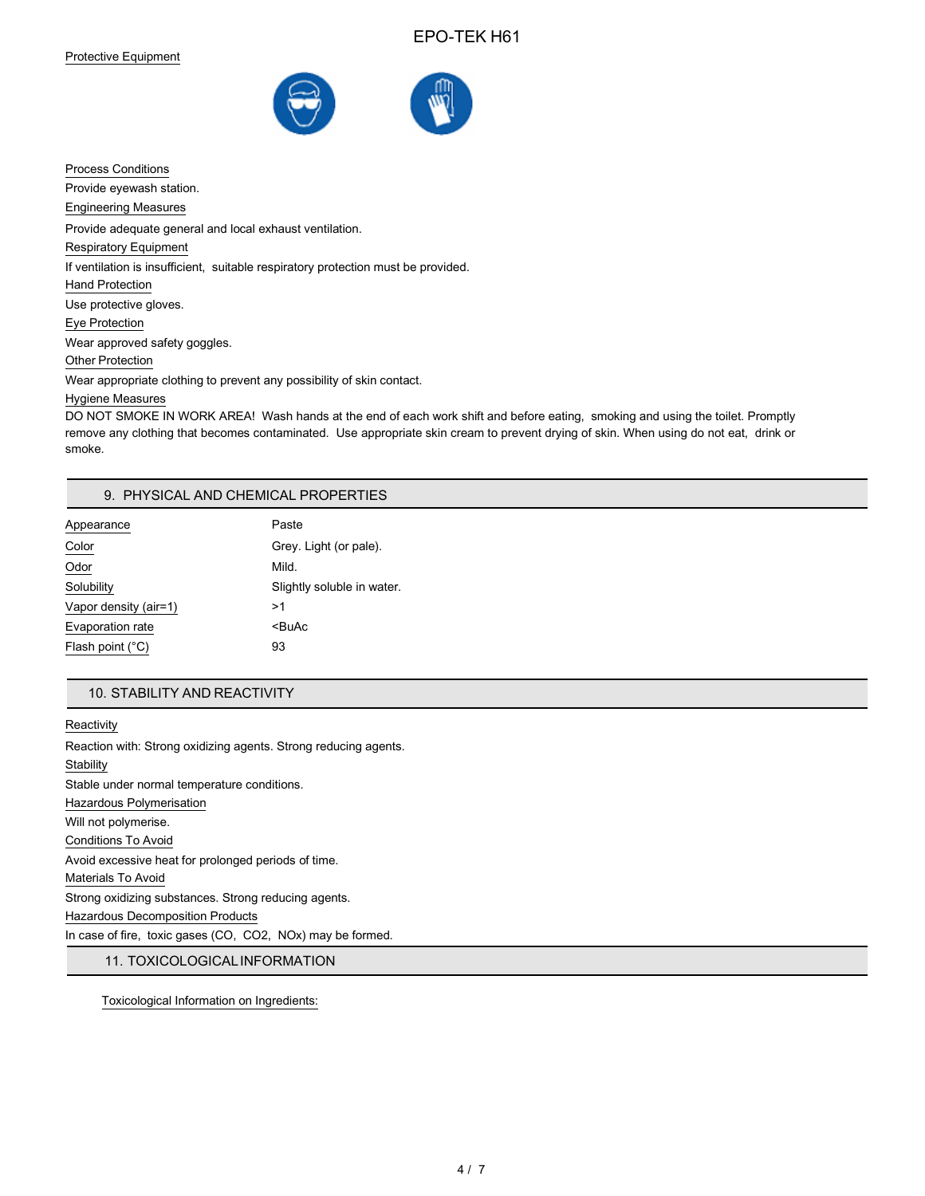Protective Equipment

Process Conditions

Provide eyewash station.

Engineering Measures

Provide adequate general and local exhaust ventilation.

Respiratory Equipment

If ventilation is insufficient, suitable respiratory protection must be provided.

Hand Protection

Use protective gloves.

Eye Protection

Wear approved safety goggles.

Other Protection

Wear appropriate clothing to prevent any possibility of skin contact.

Hygiene Measures

DO NOT SMOKE IN WORK AREA! Wash hands at the end of each work shift and before eating, smoking and using the toilet. Promptly remove any clothing that becomes contaminated. Use appropriate skin cream to prevent drying of skin. When using do not eat, drink or smoke.

## 9. PHYSICAL AND CHEMICAL PROPERTIES

| | |
|---|---|
| Appearance | Paste |
| Color | Grey. Light (or pale). |
| Odor | Mild. |
| Solubility | Slightly soluble in water. |
| Vapor density (air=1) | >1 |
| Evaporation rate | <BuAc |
| Flash point (°C) | 93 |

## 10. STABILITY AND REACTIVITY

Reactivity

Reaction with: Strong oxidizing agents. Strong reducing agents.

Stability

Stable under normal temperature conditions.

Hazardous Polymerisation

Will not polymerise.

Conditions To Avoid

Avoid excessive heat for prolonged periods of time.

Materials To Avoid

Strong oxidizing substances. Strong reducing agents.

Hazardous Decomposition Products

In case of fire, toxic gases (CO, CO2, NOx) may be formed.

## 11. TOXICOLOGICAL INFORMATION

Toxicological Information on Ingredients: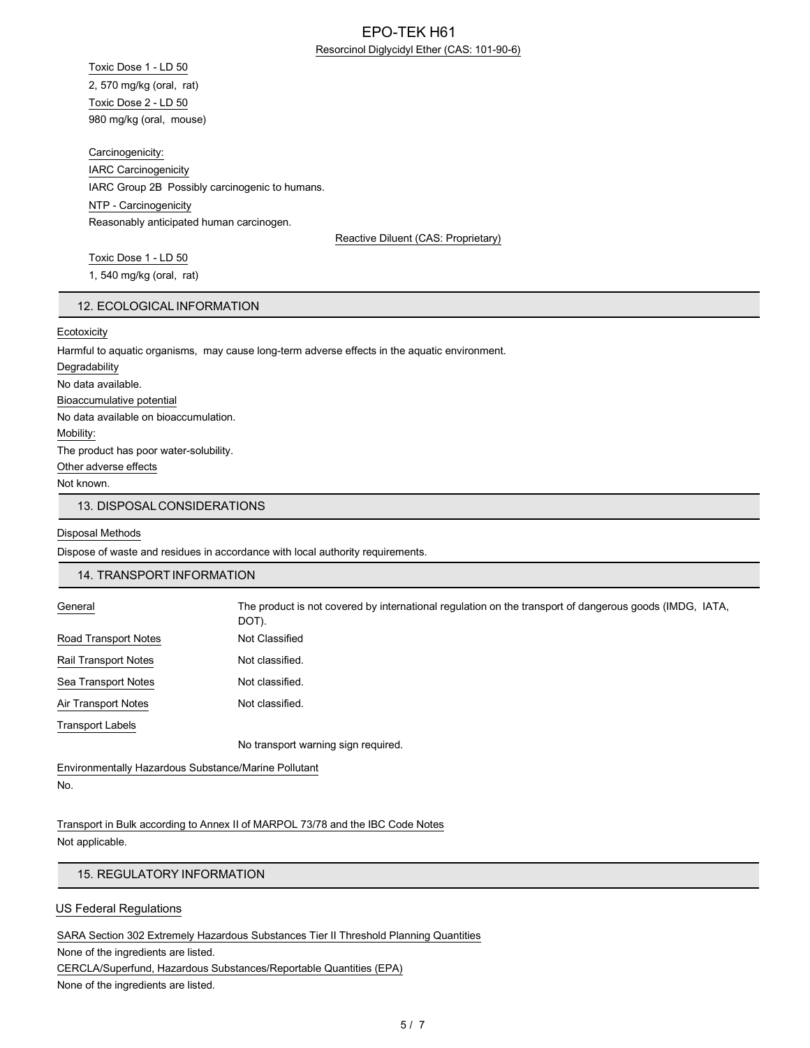Resorcinol Diglycidyl Ether (CAS: 101-90-6)

Toxic Dose 1 - LD 50

2, 570 mg/kg (oral, rat)

Toxic Dose 2 - LD 50

980 mg/kg (oral, mouse)

Carcinogenicity:

IARC Carcinogenicity

IARC Group 2B Possibly carcinogenic to humans.

NTP - Carcinogenicity

Reasonably anticipated human carcinogen.

Reactive Diluent (CAS: Proprietary)

Toxic Dose 1 - LD 50

1, 540 mg/kg (oral, rat)

## 12. ECOLOGICAL INFORMATION

Ecotoxicity

Harmful to aquatic organisms, may cause long-term adverse effects in the aquatic environment.

Degradability

No data available.

Bioaccumulative potential

No data available on bioaccumulation.

Mobility:

The product has poor water-solubility.

Other adverse effects

Not known.

## 13. DISPOSAL CONSIDERATIONS

Disposal Methods

Dispose of waste and residues in accordance with local authority requirements.

## 14. TRANSPORT INFORMATION

| | |
|---|---|
| General | The product is not covered by international regulation on the transport of dangerous goods (IMDG, IATA, DOT). |
| Road Transport Notes | Not Classified |
| Rail Transport Notes | Not classified. |
| Sea Transport Notes | Not classified. |
| Air Transport Notes | Not classified. |
| Transport Labels | |
| | No transport warning sign required. |

Environmentally Hazardous Substance/Marine Pollutant

No.

Transport in Bulk according to Annex II of MARPOL 73/78 and the IBC Code Notes

Not applicable.

## 15. REGULATORY INFORMATION

### US Federal Regulations

SARA Section 302 Extremely Hazardous Substances Tier II Threshold Planning Quantities

None of the ingredients are listed.

CERCLA/Superfund, Hazardous Substances/Reportable Quantities (EPA)

None of the ingredients are listed.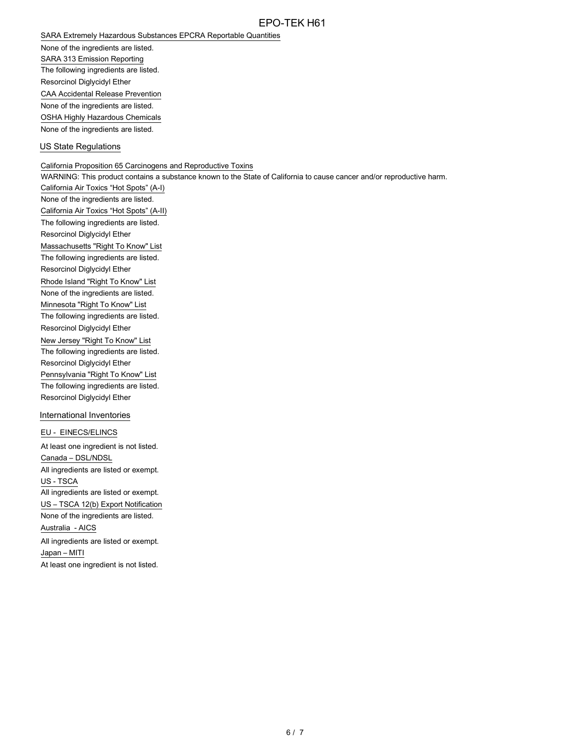SARA Extremely Hazardous Substances EPCRA Reportable Quantities

None of the ingredients are listed.

SARA 313 Emission Reporting

The following ingredients are listed.

Resorcinol Diglycidyl Ether

CAA Accidental Release Prevention

None of the ingredients are listed.

OSHA Highly Hazardous Chemicals

None of the ingredients are listed.

## US State Regulations

California Proposition 65 Carcinogens and Reproductive Toxins

WARNING: This product contains a substance known to the State of California to cause cancer and/or reproductive harm.

California Air Toxics “Hot Spots” (A-I)

None of the ingredients are listed.

California Air Toxics “Hot Spots” (A-II)

The following ingredients are listed.

Resorcinol Diglycidyl Ether

Massachusetts "Right To Know" List

The following ingredients are listed.

Resorcinol Diglycidyl Ether

Rhode Island "Right To Know" List

None of the ingredients are listed.

Minnesota "Right To Know" List

The following ingredients are listed.

Resorcinol Diglycidyl Ether

New Jersey "Right To Know" List

The following ingredients are listed.

Resorcinol Diglycidyl Ether

Pennsylvania "Right To Know" List

The following ingredients are listed.

Resorcinol Diglycidyl Ether

## International Inventories

EU - EINECS/ELINCS

At least one ingredient is not listed.

Canada – DSL/NDSL

All ingredients are listed or exempt.

US - TSCA

All ingredients are listed or exempt.

US – TSCA 12(b) Export Notification

None of the ingredients are listed.

Australia - AICS

All ingredients are listed or exempt.

Japan – MITI

At least one ingredient is not listed.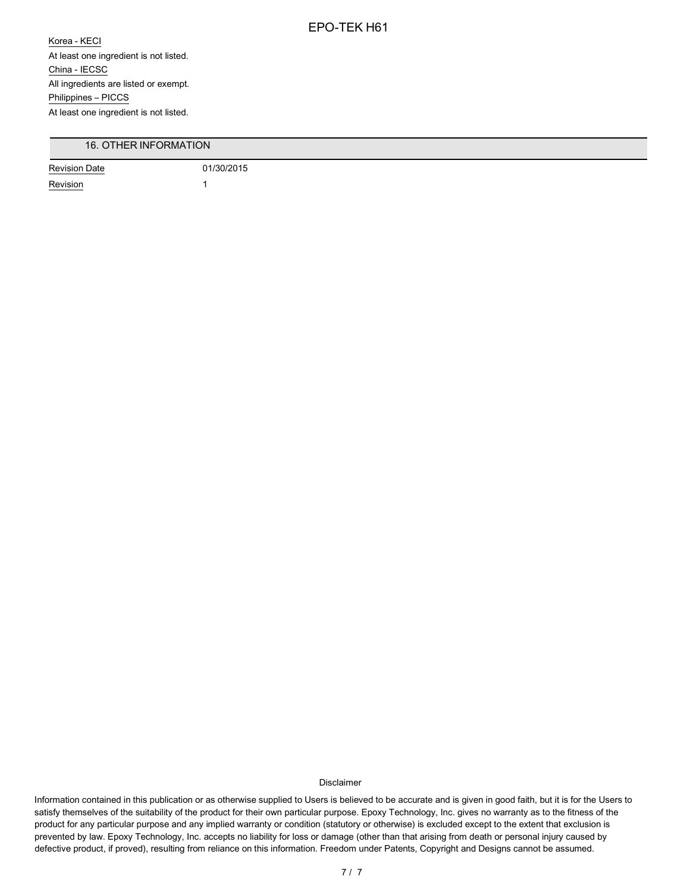Korea - KECI

At least one ingredient is not listed.

China - IECSC

All ingredients are listed or exempt.

Philippines – PICCS

At least one ingredient is not listed.

## 16. OTHER INFORMATION

| | |
|---|---|
| Revision Date | 01/30/2015 |
| Revision | 1 |

Disclaimer

Information contained in this publication or as otherwise supplied to Users is believed to be accurate and is given in good faith, but it is for the Users to satisfy themselves of the suitability of the product for their own particular purpose. Epoxy Technology, Inc. gives no warranty as to the fitness of the product for any particular purpose and any implied warranty or condition (statutory or otherwise) is excluded except to the extent that exclusion is prevented by law. Epoxy Technology, Inc. accepts no liability for loss or damage (other than that arising from death or personal injury caused by defective product, if proved), resulting from reliance on this information. Freedom under Patents, Copyright and Designs cannot be assumed.